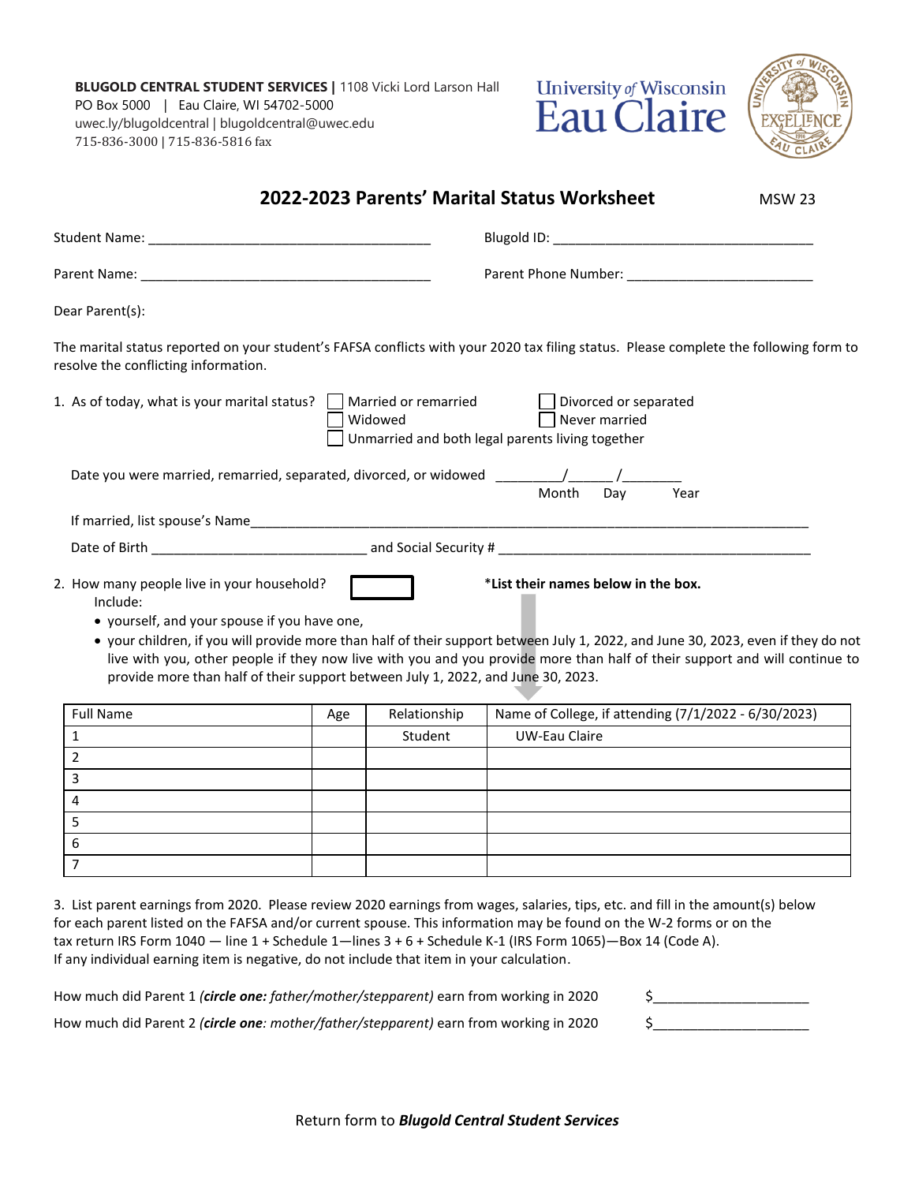**BLUGOLD CENTRAL STUDENT SERVICES** | 1108 Vicki Lord Larson Hall
PO Box 5000 | Eau Claire, WI 54702-5000
uwec.ly/blugoldcentral | blugoldcentral@uwec.edu
715-836-3000 | 715-836-5816 fax

University of Wisconsin Eau Claire

# 2022-2023 Parents' Marital Status Worksheet

MSW 23

Student Name: ______________________________ Blugold ID: ______________________________

Parent Name: ______________________________ Parent Phone Number: ______________________________

Dear Parent(s):

The marital status reported on your student's FAFSA conflicts with your 2020 tax filing status. Please complete the following form to resolve the conflicting information.

1. As of today, what is your marital status?
   - ☐ Married or remarried
   - ☐ Divorced or separated
   - ☐ Widowed
   - ☐ Never married
   - ☐ Unmarried and both legal parents living together

   Date you were married, remarried, separated, divorced, or widowed ________/______/________ (Month / Day / Year)

   If married, list spouse's Name______________________________________________________________

   Date of Birth ____________________________ and Social Security # ________________________________

2. How many people live in your household? [ ] ***List their names below in the box.**
   Include:
   - yourself, and your spouse if you have one,
   - your children, if you will provide more than half of their support between July 1, 2022, and June 30, 2023, even if they do not live with you, other people if they now live with you and you provide more than half of their support and will continue to provide more than half of their support between July 1, 2022, and June 30, 2023.

| Full Name | Age | Relationship | Name of College, if attending (7/1/2022 - 6/30/2023) |
|---|---|---|---|
| 1 | | Student | UW-Eau Claire |
| 2 | | | |
| 3 | | | |
| 4 | | | |
| 5 | | | |
| 6 | | | |
| 7 | | | |

3. List parent earnings from 2020. Please review 2020 earnings from wages, salaries, tips, etc. and fill in the amount(s) below for each parent listed on the FAFSA and/or current spouse. This information may be found on the W-2 forms or on the tax return IRS Form 1040 — line 1 + Schedule 1—lines 3 + 6 + Schedule K-1 (IRS Form 1065)—Box 14 (Code A). If any individual earning item is negative, do not include that item in your calculation.

How much did Parent 1 ***(circle one:** father/mother/stepparent)* earn from working in 2020 $____________________

How much did Parent 2 ***(circle one**: mother/father/stepparent)* earn from working in 2020 $____________________

Return form to ***Blugold Central Student Services***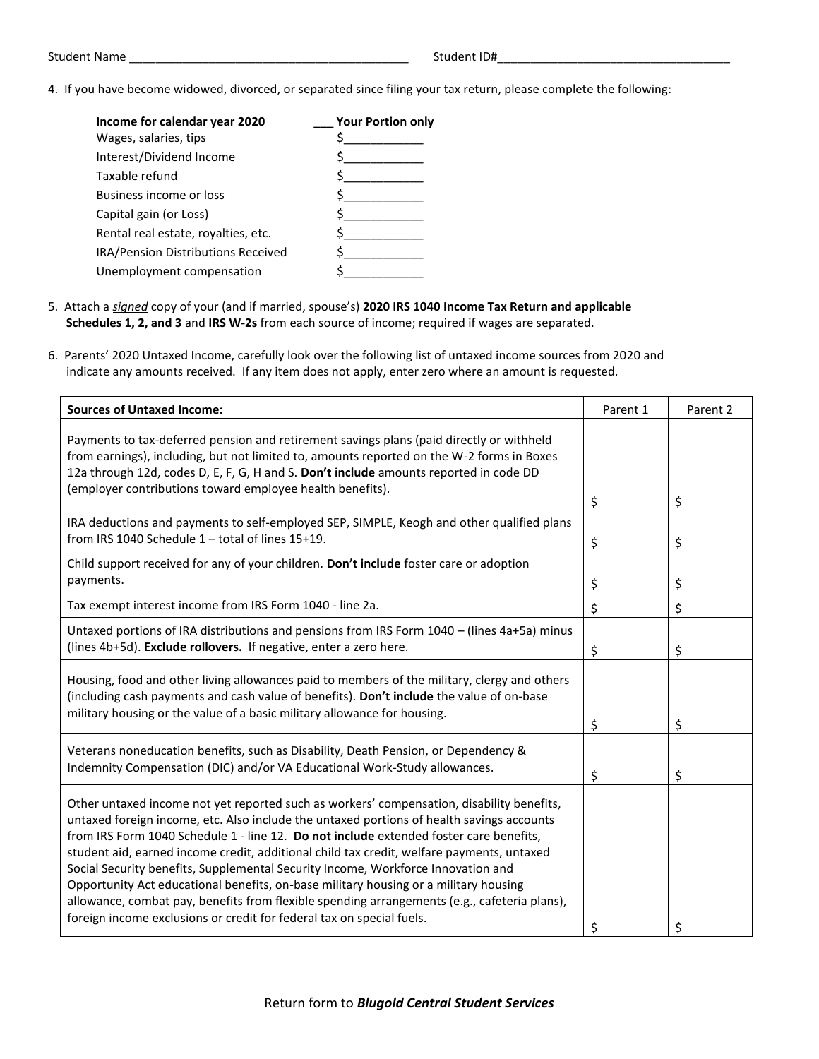Student Name ___________________________________________ Student ID#____________________________________

4. If you have become widowed, divorced, or separated since filing your tax return, please complete the following:

| Income for calendar year 2020 | Your Portion only |
|---|---|
| Wages, salaries, tips | $____________ |
| Interest/Dividend Income | $____________ |
| Taxable refund | $____________ |
| Business income or loss | $____________ |
| Capital gain (or Loss) | $____________ |
| Rental real estate, royalties, etc. | $____________ |
| IRA/Pension Distributions Received | $____________ |
| Unemployment compensation | $____________ |

5. Attach a *signed* copy of your (and if married, spouse's) **2020 IRS 1040 Income Tax Return and applicable Schedules 1, 2, and 3** and **IRS W-2s** from each source of income; required if wages are separated.

6. Parents' 2020 Untaxed Income, carefully look over the following list of untaxed income sources from 2020 and indicate any amounts received. If any item does not apply, enter zero where an amount is requested.

| **Sources of Untaxed Income:** | Parent 1 | Parent 2 |
|---|---|---|
| Payments to tax-deferred pension and retirement savings plans (paid directly or withheld from earnings), including, but not limited to, amounts reported on the W-2 forms in Boxes 12a through 12d, codes D, E, F, G, H and S. **Don't include** amounts reported in code DD (employer contributions toward employee health benefits). | $ | $ |
| IRA deductions and payments to self-employed SEP, SIMPLE, Keogh and other qualified plans from IRS 1040 Schedule 1 – total of lines 15+19. | $ | $ |
| Child support received for any of your children. **Don't include** foster care or adoption payments. | $ | $ |
| Tax exempt interest income from IRS Form 1040 - line 2a. | $ | $ |
| Untaxed portions of IRA distributions and pensions from IRS Form 1040 – (lines 4a+5a) minus (lines 4b+5d). **Exclude rollovers.** If negative, enter a zero here. | $ | $ |
| Housing, food and other living allowances paid to members of the military, clergy and others (including cash payments and cash value of benefits). **Don't include** the value of on-base military housing or the value of a basic military allowance for housing. | $ | $ |
| Veterans noneducation benefits, such as Disability, Death Pension, or Dependency & Indemnity Compensation (DIC) and/or VA Educational Work-Study allowances. | $ | $ |
| Other untaxed income not yet reported such as workers' compensation, disability benefits, untaxed foreign income, etc. Also include the untaxed portions of health savings accounts from IRS Form 1040 Schedule 1 - line 12. **Do not include** extended foster care benefits, student aid, earned income credit, additional child tax credit, welfare payments, untaxed Social Security benefits, Supplemental Security Income, Workforce Innovation and Opportunity Act educational benefits, on-base military housing or a military housing allowance, combat pay, benefits from flexible spending arrangements (e.g., cafeteria plans), foreign income exclusions or credit for federal tax on special fuels. | $ | $ |

Return form to ***Blugold Central Student Services***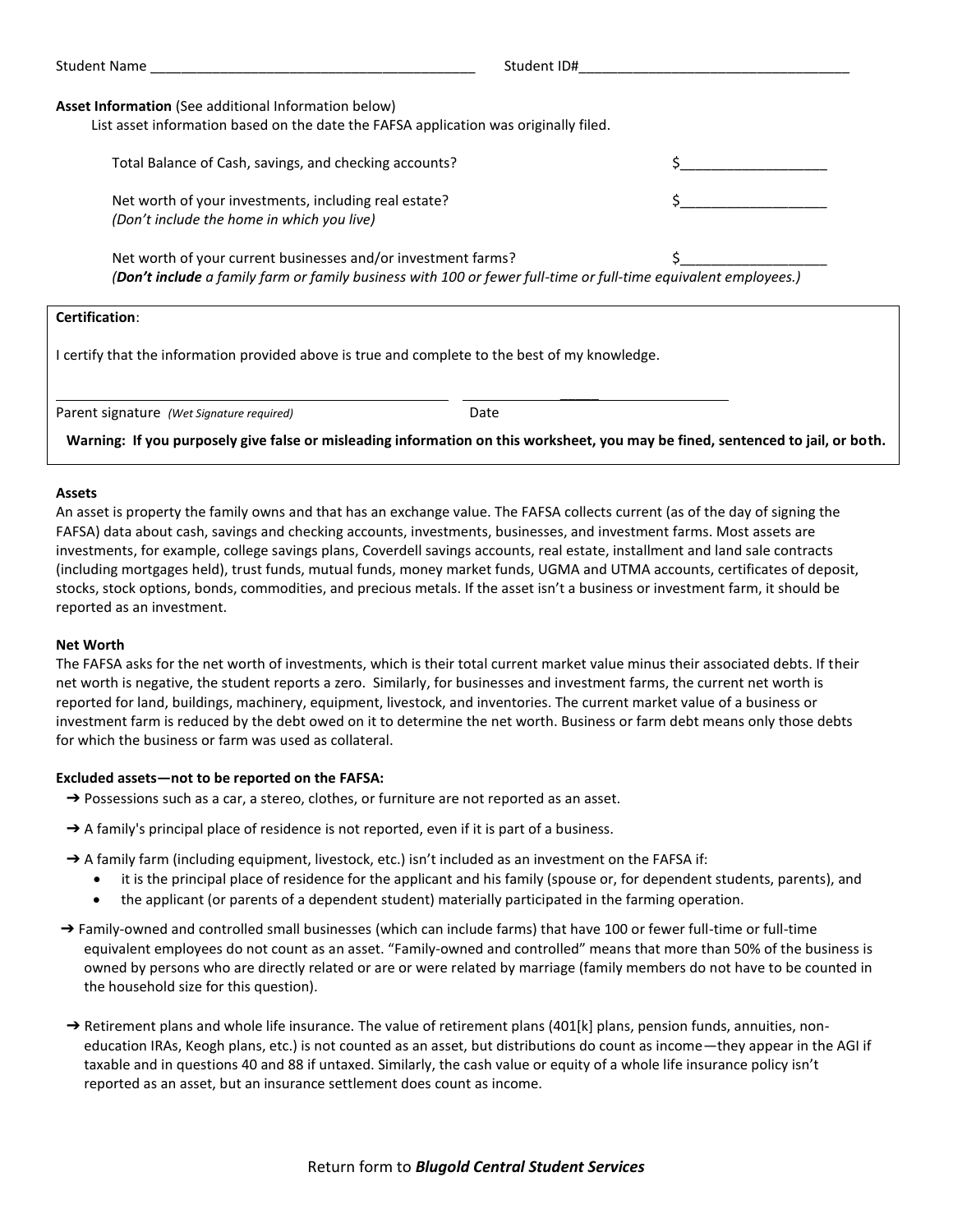Student Name ___________________________________________ Student ID#____________________________________

**Asset Information** (See additional Information below)

List asset information based on the date the FAFSA application was originally filed.

Total Balance of Cash, savings, and checking accounts? $___________________

Net worth of your investments, including real estate? $___________________
*(Don't include the home in which you live)*

Net worth of your current businesses and/or investment farms? $___________________
*(**Don't include** a family farm or family business with 100 or fewer full-time or full-time equivalent employees.)*

**Certification**:

I certify that the information provided above is true and complete to the best of my knowledge.

_______________________________________________ ______________________________

Parent signature *(Wet Signature required)* Date

**Warning: If you purposely give false or misleading information on this worksheet, you may be fined, sentenced to jail, or both.**

**Assets**

An asset is property the family owns and that has an exchange value. The FAFSA collects current (as of the day of signing the FAFSA) data about cash, savings and checking accounts, investments, businesses, and investment farms. Most assets are investments, for example, college savings plans, Coverdell savings accounts, real estate, installment and land sale contracts (including mortgages held), trust funds, mutual funds, money market funds, UGMA and UTMA accounts, certificates of deposit, stocks, stock options, bonds, commodities, and precious metals. If the asset isn't a business or investment farm, it should be reported as an investment.

**Net Worth**

The FAFSA asks for the net worth of investments, which is their total current market value minus their associated debts. If their net worth is negative, the student reports a zero. Similarly, for businesses and investment farms, the current net worth is reported for land, buildings, machinery, equipment, livestock, and inventories. The current market value of a business or investment farm is reduced by the debt owed on it to determine the net worth. Business or farm debt means only those debts for which the business or farm was used as collateral.

**Excluded assets—not to be reported on the FAFSA:**

➔ Possessions such as a car, a stereo, clothes, or furniture are not reported as an asset.

➔ A family's principal place of residence is not reported, even if it is part of a business.

➔ A family farm (including equipment, livestock, etc.) isn't included as an investment on the FAFSA if:

- it is the principal place of residence for the applicant and his family (spouse or, for dependent students, parents), and
- the applicant (or parents of a dependent student) materially participated in the farming operation.

➔ Family-owned and controlled small businesses (which can include farms) that have 100 or fewer full-time or full-time equivalent employees do not count as an asset. "Family-owned and controlled" means that more than 50% of the business is owned by persons who are directly related or are or were related by marriage (family members do not have to be counted in the household size for this question).

➔ Retirement plans and whole life insurance. The value of retirement plans (401[k] plans, pension funds, annuities, non-education IRAs, Keogh plans, etc.) is not counted as an asset, but distributions do count as income—they appear in the AGI if taxable and in questions 40 and 88 if untaxed. Similarly, the cash value or equity of a whole life insurance policy isn't reported as an asset, but an insurance settlement does count as income.

Return form to ***Blugold Central Student Services***